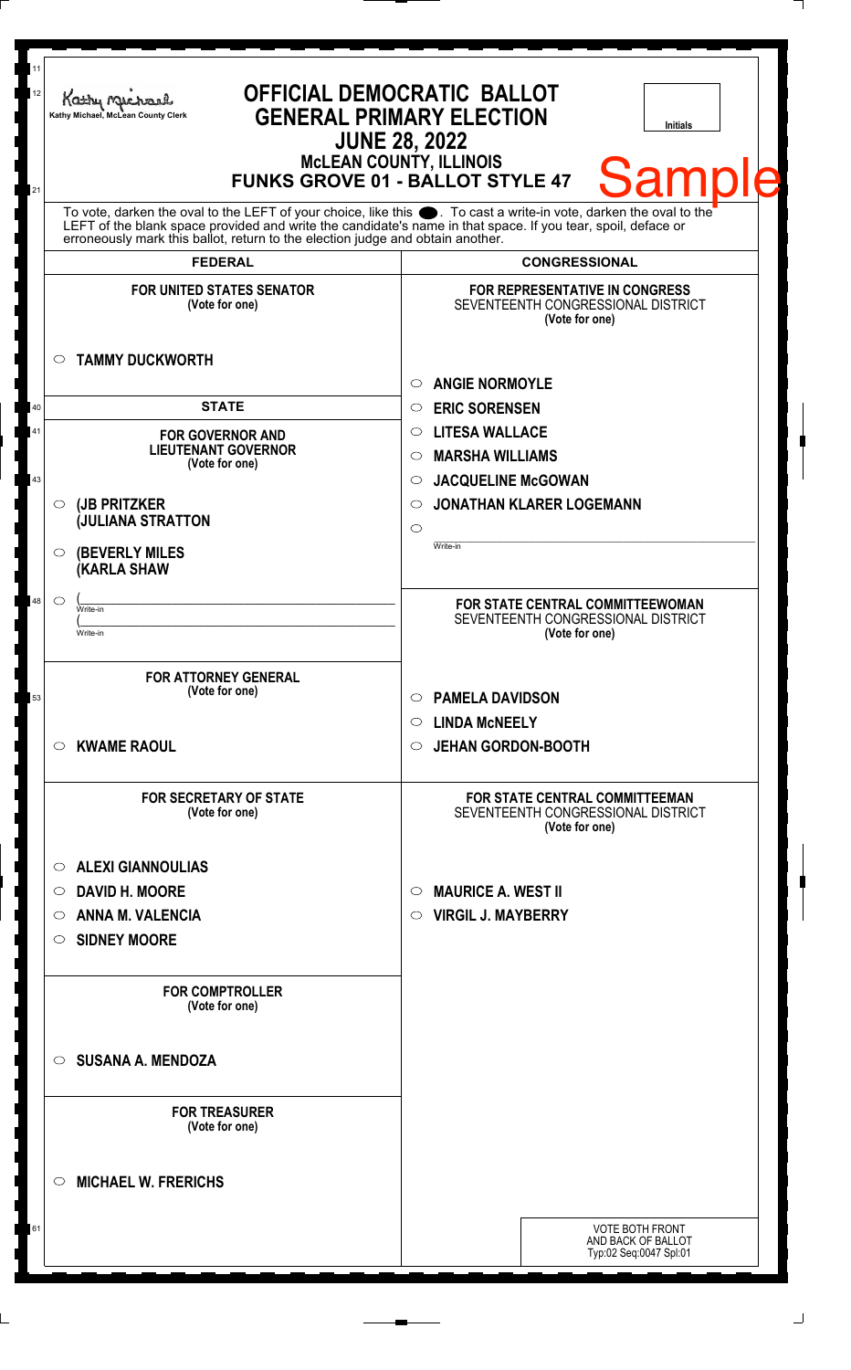Kathy Michael, McLean County Clerk

# OFFICIAL DEMOCRATIC BALLOT
## GENERAL PRIMARY ELECTION
## JUNE 28, 2022
### McLEAN COUNTY, ILLINOIS
### FUNKS GROVE 01 - BALLOT STYLE 47

Initials

Sample

To vote, darken the oval to the LEFT of your choice, like this ●. To cast a write-in vote, darken the oval to the LEFT of the blank space provided and write the candidate's name in that space. If you tear, spoil, deface or erroneously mark this ballot, return to the election judge and obtain another.

## FEDERAL

**FOR UNITED STATES SENATOR**
(Vote for one)

- ○ **TAMMY DUCKWORTH**

## STATE

**FOR GOVERNOR AND LIEUTENANT GOVERNOR**
(Vote for one)

- ○ **(JB PRITZKER**
  **(JULIANA STRATTON**
- ○ **(BEVERLY MILES**
  **(KARLA SHAW**
- ○ (\_\_\_\_\_\_\_\_\_\_ Write-in
  (\_\_\_\_\_\_\_\_\_\_ Write-in

**FOR ATTORNEY GENERAL**
(Vote for one)

- ○ **KWAME RAOUL**

**FOR SECRETARY OF STATE**
(Vote for one)

- ○ **ALEXI GIANNOULIAS**
- ○ **DAVID H. MOORE**
- ○ **ANNA M. VALENCIA**
- ○ **SIDNEY MOORE**

**FOR COMPTROLLER**
(Vote for one)

- ○ **SUSANA A. MENDOZA**

**FOR TREASURER**
(Vote for one)

- ○ **MICHAEL W. FRERICHS**

## CONGRESSIONAL

**FOR REPRESENTATIVE IN CONGRESS**
SEVENTEENTH CONGRESSIONAL DISTRICT
(Vote for one)

- ○ **ANGIE NORMOYLE**
- ○ **ERIC SORENSEN**
- ○ **LITESA WALLACE**
- ○ **MARSHA WILLIAMS**
- ○ **JACQUELINE McGOWAN**
- ○ **JONATHAN KLARER LOGEMANN**
- ○ \_\_\_\_\_\_\_\_\_\_ Write-in

**FOR STATE CENTRAL COMMITTEEWOMAN**
SEVENTEENTH CONGRESSIONAL DISTRICT
(Vote for one)

- ○ **PAMELA DAVIDSON**
- ○ **LINDA McNEELY**
- ○ **JEHAN GORDON-BOOTH**

**FOR STATE CENTRAL COMMITTEEMAN**
SEVENTEENTH CONGRESSIONAL DISTRICT
(Vote for one)

- ○ **MAURICE A. WEST II**
- ○ **VIRGIL J. MAYBERRY**

VOTE BOTH FRONT AND BACK OF BALLOT
Typ:02 Seq:0047 Spl:01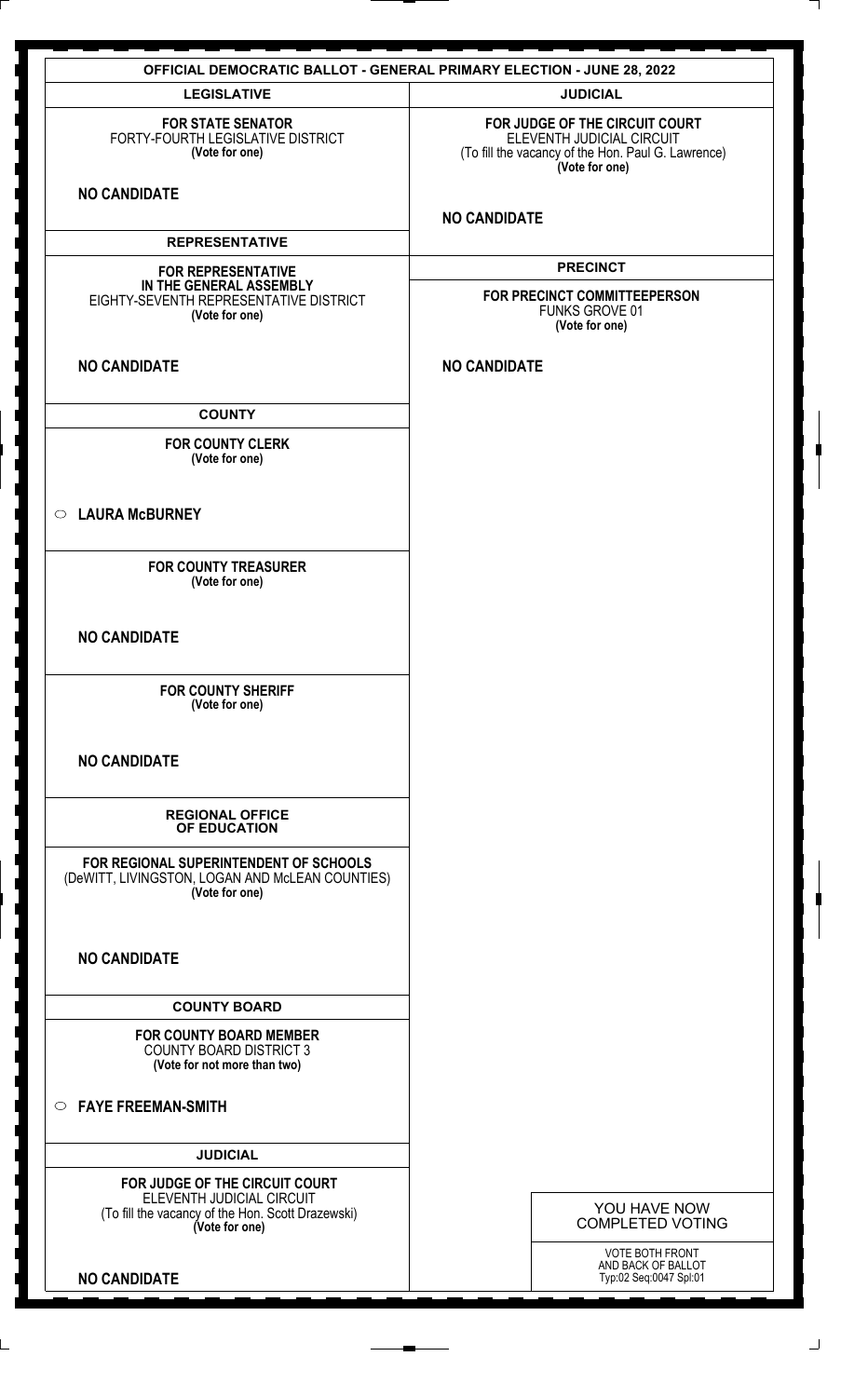# OFFICIAL DEMOCRATIC BALLOT - GENERAL PRIMARY ELECTION - JUNE 28, 2022

## LEGISLATIVE

**FOR STATE SENATOR**
FORTY-FOURTH LEGISLATIVE DISTRICT
**(Vote for one)**

**NO CANDIDATE**

## REPRESENTATIVE

**FOR REPRESENTATIVE IN THE GENERAL ASSEMBLY**
EIGHTY-SEVENTH REPRESENTATIVE DISTRICT
**(Vote for one)**

**NO CANDIDATE**

## COUNTY

**FOR COUNTY CLERK**
**(Vote for one)**

○ **LAURA McBURNEY**

**FOR COUNTY TREASURER**
**(Vote for one)**

**NO CANDIDATE**

**FOR COUNTY SHERIFF**
**(Vote for one)**

**NO CANDIDATE**

## REGIONAL OFFICE OF EDUCATION

**FOR REGIONAL SUPERINTENDENT OF SCHOOLS**
(DeWITT, LIVINGSTON, LOGAN AND McLEAN COUNTIES)
**(Vote for one)**

**NO CANDIDATE**

## COUNTY BOARD

**FOR COUNTY BOARD MEMBER**
COUNTY BOARD DISTRICT 3
**(Vote for not more than two)**

○ **FAYE FREEMAN-SMITH**

## JUDICIAL

**FOR JUDGE OF THE CIRCUIT COURT**
ELEVENTH JUDICIAL CIRCUIT
(To fill the vacancy of the Hon. Scott Drazewski)
**(Vote for one)**

**NO CANDIDATE**

## JUDICIAL

**FOR JUDGE OF THE CIRCUIT COURT**
ELEVENTH JUDICIAL CIRCUIT
(To fill the vacancy of the Hon. Paul G. Lawrence)
**(Vote for one)**

**NO CANDIDATE**

## PRECINCT

**FOR PRECINCT COMMITTEEPERSON**
FUNKS GROVE 01
**(Vote for one)**

**NO CANDIDATE**

YOU HAVE NOW COMPLETED VOTING

VOTE BOTH FRONT AND BACK OF BALLOT
Typ:02 Seq:0047 Spl:01